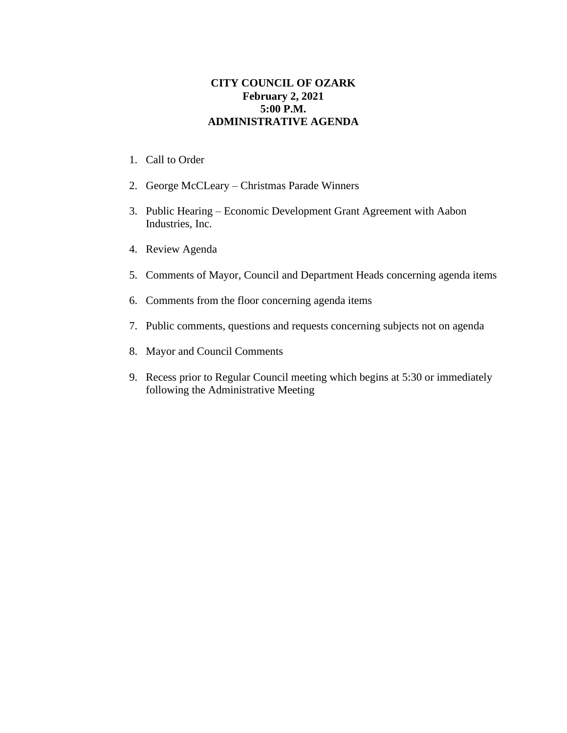# CITY COUNCIL OF OZARK
**February 2, 2021**
**5:00 P.M.**
**ADMINISTRATIVE AGENDA**

1. Call to Order
2. George McCLeary – Christmas Parade Winners
3. Public Hearing – Economic Development Grant Agreement with Aabon Industries, Inc.
4. Review Agenda
5. Comments of Mayor, Council and Department Heads concerning agenda items
6. Comments from the floor concerning agenda items
7. Public comments, questions and requests concerning subjects not on agenda
8. Mayor and Council Comments
9. Recess prior to Regular Council meeting which begins at 5:30 or immediately following the Administrative Meeting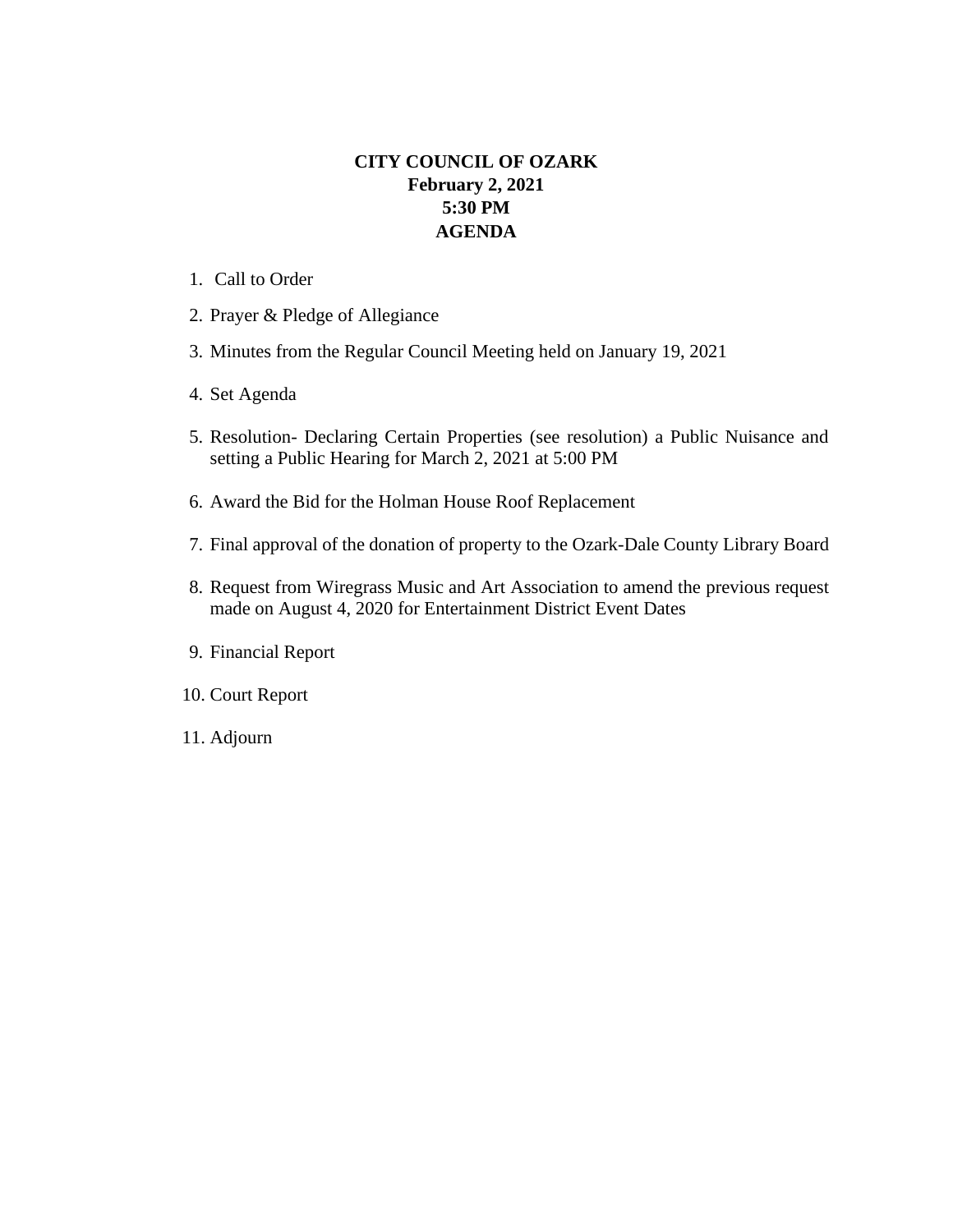# CITY COUNCIL OF OZARK
## February 2, 2021
## 5:30 PM
## AGENDA

1. Call to Order
2. Prayer & Pledge of Allegiance
3. Minutes from the Regular Council Meeting held on January 19, 2021
4. Set Agenda
5. Resolution- Declaring Certain Properties (see resolution) a Public Nuisance and setting a Public Hearing for March 2, 2021 at 5:00 PM
6. Award the Bid for the Holman House Roof Replacement
7. Final approval of the donation of property to the Ozark-Dale County Library Board
8. Request from Wiregrass Music and Art Association to amend the previous request made on August 4, 2020 for Entertainment District Event Dates
9. Financial Report
10. Court Report
11. Adjourn